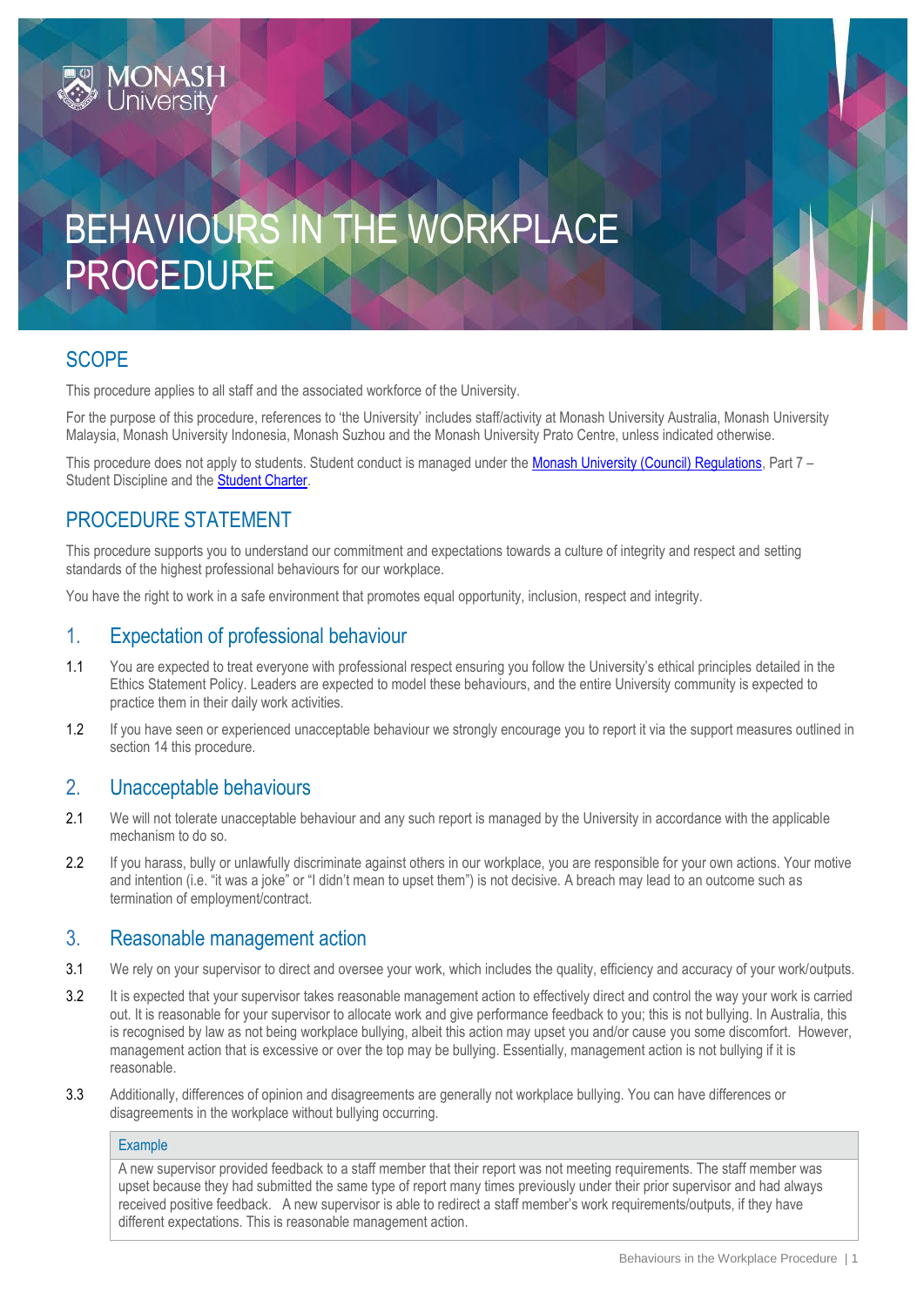# BEHAVIOURS IN THE WORKPLACE PROCEDURE

## SCOPE

This procedure applies to all staff and the associated workforce of the University.

For the purpose of this procedure, references to 'the University' includes staff/activity at Monash University Australia, Monash University Malaysia, Monash University Indonesia, Monash Suzhou and the Monash University Prato Centre, unless indicated otherwise.

This procedure does not apply to students. Student conduct is managed under the [Monash University (Council) Regulations](), Part 7 – Student Discipline and the [Student Charter]().

## PROCEDURE STATEMENT

This procedure supports you to understand our commitment and expectations towards a culture of integrity and respect and setting standards of the highest professional behaviours for our workplace.

You have the right to work in a safe environment that promotes equal opportunity, inclusion, respect and integrity.

### 1. Expectation of professional behaviour

1.1 You are expected to treat everyone with professional respect ensuring you follow the University's ethical principles detailed in the Ethics Statement Policy. Leaders are expected to model these behaviours, and the entire University community is expected to practice them in their daily work activities.

1.2 If you have seen or experienced unacceptable behaviour we strongly encourage you to report it via the support measures outlined in section 14 this procedure.

### 2. Unacceptable behaviours

2.1 We will not tolerate unacceptable behaviour and any such report is managed by the University in accordance with the applicable mechanism to do so.

2.2 If you harass, bully or unlawfully discriminate against others in our workplace, you are responsible for your own actions. Your motive and intention (i.e. "it was a joke" or "I didn't mean to upset them") is not decisive. A breach may lead to an outcome such as termination of employment/contract.

### 3. Reasonable management action

3.1 We rely on your supervisor to direct and oversee your work, which includes the quality, efficiency and accuracy of your work/outputs.

3.2 It is expected that your supervisor takes reasonable management action to effectively direct and control the way your work is carried out. It is reasonable for your supervisor to allocate work and give performance feedback to you; this is not bullying. In Australia, this is recognised by law as not being workplace bullying, albeit this action may upset you and/or cause you some discomfort. However, management action that is excessive or over the top may be bullying. Essentially, management action is not bullying if it is reasonable.

3.3 Additionally, differences of opinion and disagreements are generally not workplace bullying. You can have differences or disagreements in the workplace without bullying occurring.

| Example |
| --- |
| A new supervisor provided feedback to a staff member that their report was not meeting requirements. The staff member was upset because they had submitted the same type of report many times previously under their prior supervisor and had always received positive feedback. A new supervisor is able to redirect a staff member's work requirements/outputs, if they have different expectations. This is reasonable management action. |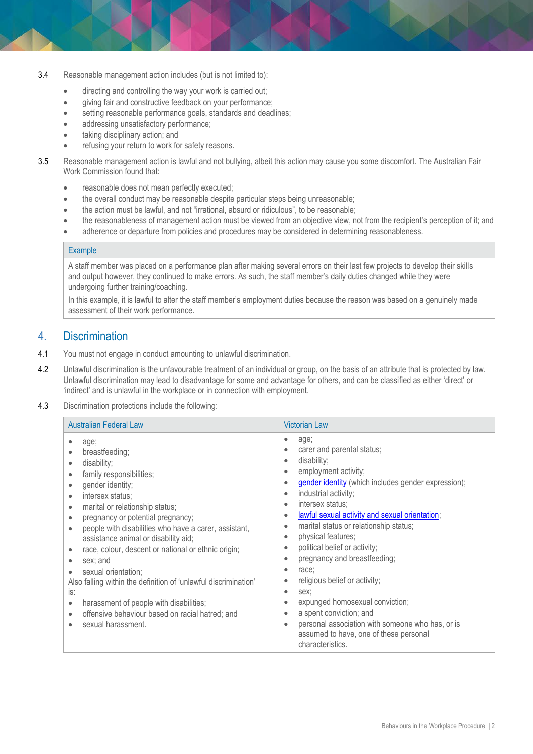3.4 Reasonable management action includes (but is not limited to):

- directing and controlling the way your work is carried out;
- giving fair and constructive feedback on your performance;
- setting reasonable performance goals, standards and deadlines;
- addressing unsatisfactory performance;
- taking disciplinary action; and
- refusing your return to work for safety reasons.

3.5 Reasonable management action is lawful and not bullying, albeit this action may cause you some discomfort. The Australian Fair Work Commission found that:

- reasonable does not mean perfectly executed;
- the overall conduct may be reasonable despite particular steps being unreasonable;
- the action must be lawful, and not "irrational, absurd or ridiculous", to be reasonable;
- the reasonableness of management action must be viewed from an objective view, not from the recipient's perception of it; and
- adherence or departure from policies and procedures may be considered in determining reasonableness.

| Example |
|---|
| A staff member was placed on a performance plan after making several errors on their last few projects to develop their skills and output however, they continued to make errors. As such, the staff member's daily duties changed while they were undergoing further training/coaching.<br>In this example, it is lawful to alter the staff member's employment duties because the reason was based on a genuinely made assessment of their work performance. |

## 4. Discrimination

4.1 You must not engage in conduct amounting to unlawful discrimination.

4.2 Unlawful discrimination is the unfavourable treatment of an individual or group, on the basis of an attribute that is protected by law. Unlawful discrimination may lead to disadvantage for some and advantage for others, and can be classified as either 'direct' or 'indirect' and is unlawful in the workplace or in connection with employment.

4.3 Discrimination protections include the following:

| Australian Federal Law | Victorian Law |
|---|---|
| • age;<br>• breastfeeding;<br>• disability;<br>• family responsibilities;<br>• gender identity;<br>• intersex status;<br>• marital or relationship status;<br>• pregnancy or potential pregnancy;<br>• people with disabilities who have a carer, assistant, assistance animal or disability aid;<br>• race, colour, descent or national or ethnic origin;<br>• sex; and<br>• sexual orientation;<br>Also falling within the definition of 'unlawful discrimination' is:<br>• harassment of people with disabilities;<br>• offensive behaviour based on racial hatred; and<br>• sexual harassment. | • age;<br>• carer and parental status;<br>• disability;<br>• employment activity;<br>• gender identity (which includes gender expression);<br>• industrial activity;<br>• intersex status;<br>• lawful sexual activity and sexual orientation;<br>• marital status or relationship status;<br>• physical features;<br>• political belief or activity;<br>• pregnancy and breastfeeding;<br>• race;<br>• religious belief or activity;<br>• sex;<br>• expunged homosexual conviction;<br>• a spent conviction; and<br>• personal association with someone who has, or is assumed to have, one of these personal characteristics. |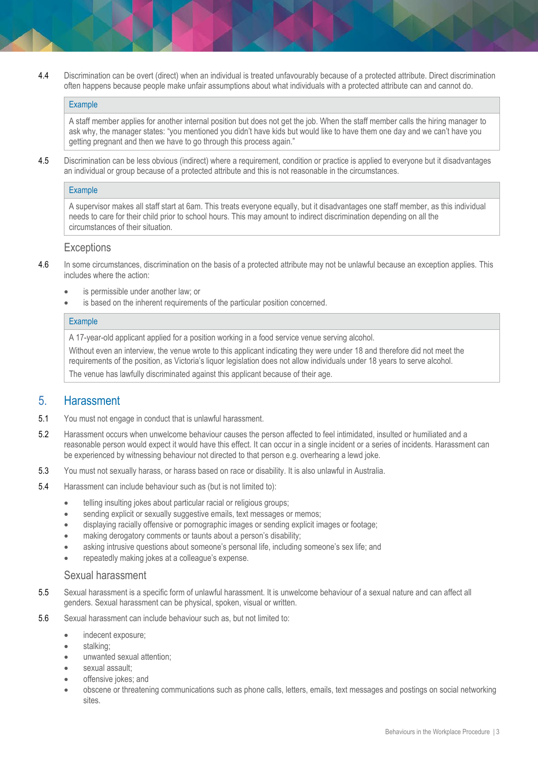4.4 Discrimination can be overt (direct) when an individual is treated unfavourably because of a protected attribute. Direct discrimination often happens because people make unfair assumptions about what individuals with a protected attribute can and cannot do.

> **Example**
>
> A staff member applies for another internal position but does not get the job. When the staff member calls the hiring manager to ask why, the manager states: "you mentioned you didn't have kids but would like to have them one day and we can't have you getting pregnant and then we have to go through this process again."

4.5 Discrimination can be less obvious (indirect) where a requirement, condition or practice is applied to everyone but it disadvantages an individual or group because of a protected attribute and this is not reasonable in the circumstances.

> **Example**
>
> A supervisor makes all staff start at 6am. This treats everyone equally, but it disadvantages one staff member, as this individual needs to care for their child prior to school hours. This may amount to indirect discrimination depending on all the circumstances of their situation.

### Exceptions

4.6 In some circumstances, discrimination on the basis of a protected attribute may not be unlawful because an exception applies. This includes where the action:

- is permissible under another law; or
- is based on the inherent requirements of the particular position concerned.

> **Example**
>
> A 17-year-old applicant applied for a position working in a food service venue serving alcohol.
>
> Without even an interview, the venue wrote to this applicant indicating they were under 18 and therefore did not meet the requirements of the position, as Victoria's liquor legislation does not allow individuals under 18 years to serve alcohol.
>
> The venue has lawfully discriminated against this applicant because of their age.

## 5. Harassment

5.1 You must not engage in conduct that is unlawful harassment.

5.2 Harassment occurs when unwelcome behaviour causes the person affected to feel intimidated, insulted or humiliated and a reasonable person would expect it would have this effect. It can occur in a single incident or a series of incidents. Harassment can be experienced by witnessing behaviour not directed to that person e.g. overhearing a lewd joke.

5.3 You must not sexually harass, or harass based on race or disability. It is also unlawful in Australia.

5.4 Harassment can include behaviour such as (but is not limited to):

- telling insulting jokes about particular racial or religious groups;
- sending explicit or sexually suggestive emails, text messages or memos;
- displaying racially offensive or pornographic images or sending explicit images or footage;
- making derogatory comments or taunts about a person's disability;
- asking intrusive questions about someone's personal life, including someone's sex life; and
- repeatedly making jokes at a colleague's expense.

### Sexual harassment

5.5 Sexual harassment is a specific form of unlawful harassment. It is unwelcome behaviour of a sexual nature and can affect all genders. Sexual harassment can be physical, spoken, visual or written.

5.6 Sexual harassment can include behaviour such as, but not limited to:

- indecent exposure;
- stalking;
- unwanted sexual attention;
- sexual assault;
- offensive jokes; and
- obscene or threatening communications such as phone calls, letters, emails, text messages and postings on social networking sites.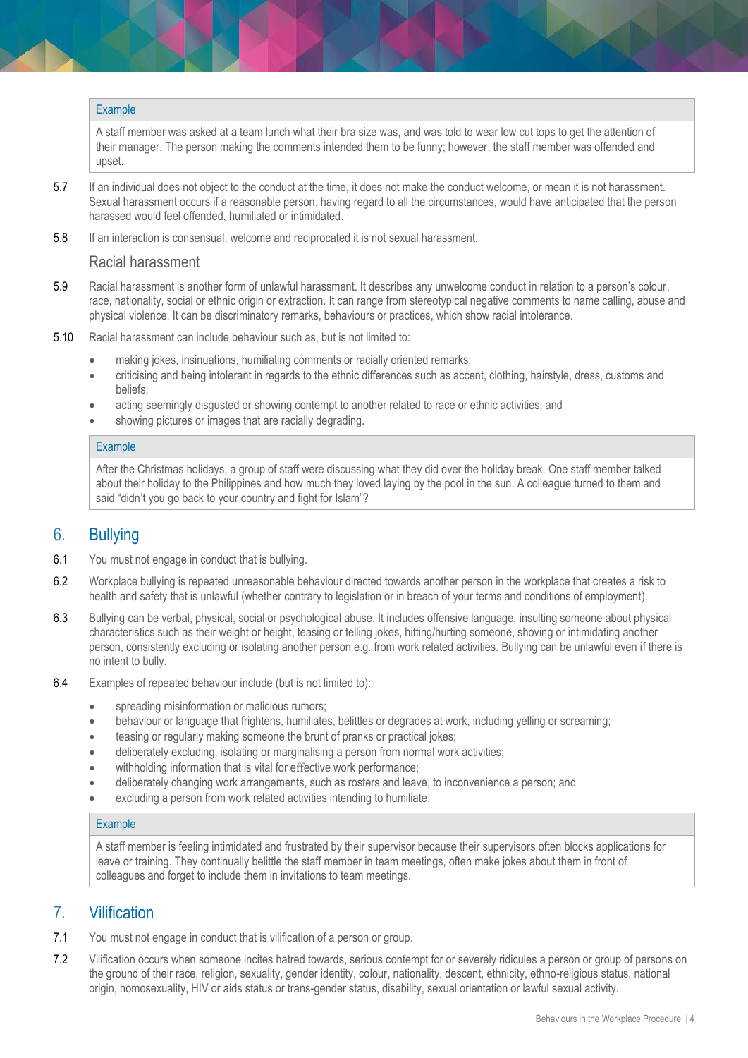| Example |
| --- |
| A staff member was asked at a team lunch what their bra size was, and was told to wear low cut tops to get the attention of their manager. The person making the comments intended them to be funny; however, the staff member was offended and upset. |

5.7 If an individual does not object to the conduct at the time, it does not make the conduct welcome, or mean it is not harassment. Sexual harassment occurs if a reasonable person, having regard to all the circumstances, would have anticipated that the person harassed would feel offended, humiliated or intimidated.

5.8 If an interaction is consensual, welcome and reciprocated it is not sexual harassment.

### Racial harassment

5.9 Racial harassment is another form of unlawful harassment. It describes any unwelcome conduct in relation to a person's colour, race, nationality, social or ethnic origin or extraction. It can range from stereotypical negative comments to name calling, abuse and physical violence. It can be discriminatory remarks, behaviours or practices, which show racial intolerance.

5.10 Racial harassment can include behaviour such as, but is not limited to:

- making jokes, insinuations, humiliating comments or racially oriented remarks;
- criticising and being intolerant in regards to the ethnic differences such as accent, clothing, hairstyle, dress, customs and beliefs;
- acting seemingly disgusted or showing contempt to another related to race or ethnic activities; and
- showing pictures or images that are racially degrading.

| Example |
| --- |
| After the Christmas holidays, a group of staff were discussing what they did over the holiday break. One staff member talked about their holiday to the Philippines and how much they loved laying by the pool in the sun. A colleague turned to them and said "didn't you go back to your country and fight for Islam"? |

## 6. Bullying

6.1 You must not engage in conduct that is bullying.

6.2 Workplace bullying is repeated unreasonable behaviour directed towards another person in the workplace that creates a risk to health and safety that is unlawful (whether contrary to legislation or in breach of your terms and conditions of employment).

6.3 Bullying can be verbal, physical, social or psychological abuse. It includes offensive language, insulting someone about physical characteristics such as their weight or height, teasing or telling jokes, hitting/hurting someone, shoving or intimidating another person, consistently excluding or isolating another person e.g. from work related activities. Bullying can be unlawful even if there is no intent to bully.

6.4 Examples of repeated behaviour include (but is not limited to):

- spreading misinformation or malicious rumors;
- behaviour or language that frightens, humiliates, belittles or degrades at work, including yelling or screaming;
- teasing or regularly making someone the brunt of pranks or practical jokes;
- deliberately excluding, isolating or marginalising a person from normal work activities;
- withholding information that is vital for effective work performance;
- deliberately changing work arrangements, such as rosters and leave, to inconvenience a person; and
- excluding a person from work related activities intending to humiliate.

| Example |
| --- |
| A staff member is feeling intimidated and frustrated by their supervisor because their supervisors often blocks applications for leave or training. They continually belittle the staff member in team meetings, often make jokes about them in front of colleagues and forget to include them in invitations to team meetings. |

## 7. Vilification

7.1 You must not engage in conduct that is vilification of a person or group.

7.2 Vilification occurs when someone incites hatred towards, serious contempt for or severely ridicules a person or group of persons on the ground of their race, religion, sexuality, gender identity, colour, nationality, descent, ethnicity, ethno-religious status, national origin, homosexuality, HIV or aids status or trans-gender status, disability, sexual orientation or lawful sexual activity.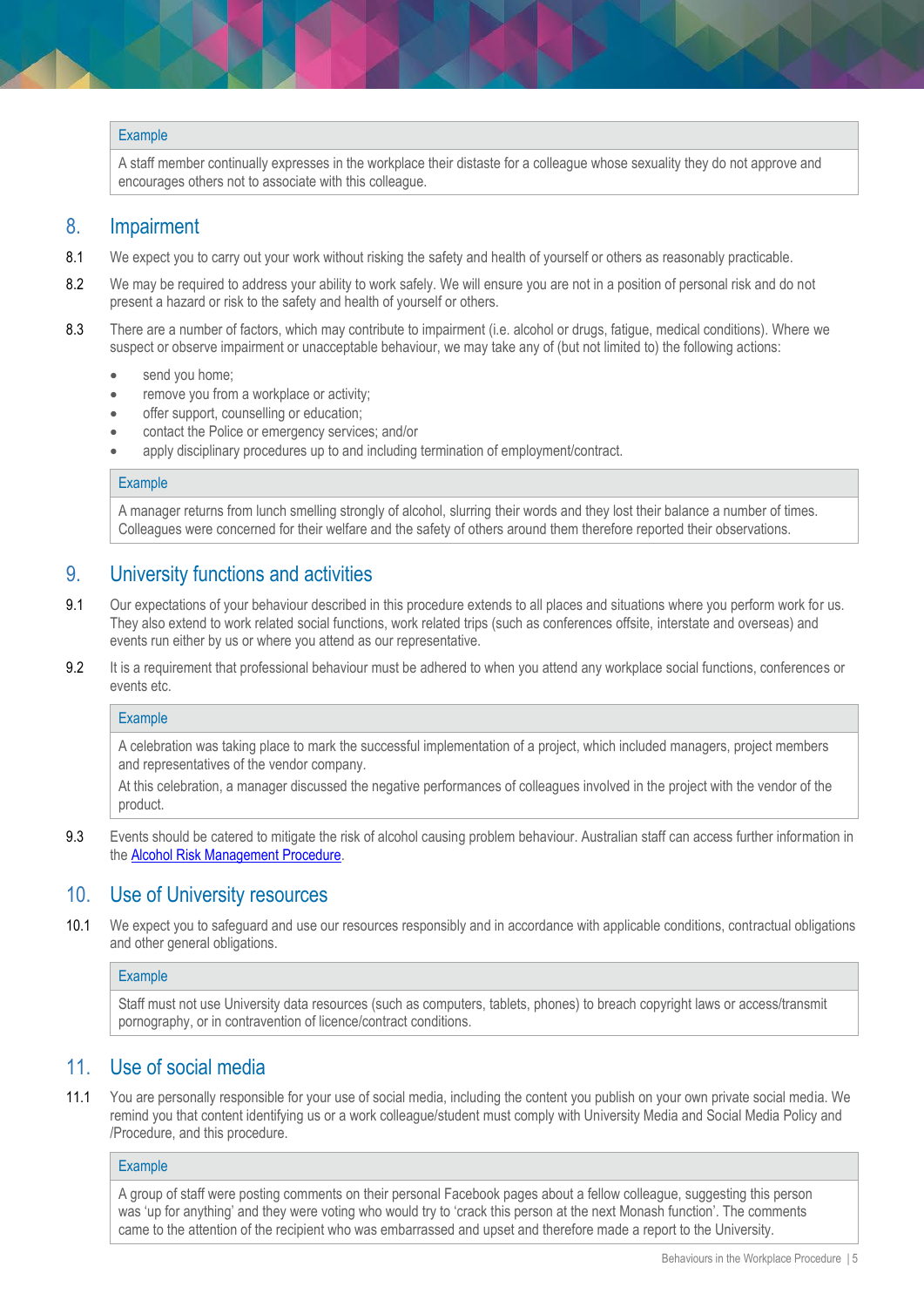| Example |
| --- |
| A staff member continually expresses in the workplace their distaste for a colleague whose sexuality they do not approve and encourages others not to associate with this colleague. |

## 8. Impairment

8.1 We expect you to carry out your work without risking the safety and health of yourself or others as reasonably practicable.

8.2 We may be required to address your ability to work safely. We will ensure you are not in a position of personal risk and do not present a hazard or risk to the safety and health of yourself or others.

8.3 There are a number of factors, which may contribute to impairment (i.e. alcohol or drugs, fatigue, medical conditions). Where we suspect or observe impairment or unacceptable behaviour, we may take any of (but not limited to) the following actions:

- send you home;
- remove you from a workplace or activity;
- offer support, counselling or education;
- contact the Police or emergency services; and/or
- apply disciplinary procedures up to and including termination of employment/contract.

| Example |
| --- |
| A manager returns from lunch smelling strongly of alcohol, slurring their words and they lost their balance a number of times. Colleagues were concerned for their welfare and the safety of others around them therefore reported their observations. |

## 9. University functions and activities

9.1 Our expectations of your behaviour described in this procedure extends to all places and situations where you perform work for us. They also extend to work related social functions, work related trips (such as conferences offsite, interstate and overseas) and events run either by us or where you attend as our representative.

9.2 It is a requirement that professional behaviour must be adhered to when you attend any workplace social functions, conferences or events etc.

| Example |
| --- |
| A celebration was taking place to mark the successful implementation of a project, which included managers, project members and representatives of the vendor company. At this celebration, a manager discussed the negative performances of colleagues involved in the project with the vendor of the product. |

9.3 Events should be catered to mitigate the risk of alcohol causing problem behaviour. Australian staff can access further information in the Alcohol Risk Management Procedure.

## 10. Use of University resources

10.1 We expect you to safeguard and use our resources responsibly and in accordance with applicable conditions, contractual obligations and other general obligations.

| Example |
| --- |
| Staff must not use University data resources (such as computers, tablets, phones) to breach copyright laws or access/transmit pornography, or in contravention of licence/contract conditions. |

## 11. Use of social media

11.1 You are personally responsible for your use of social media, including the content you publish on your own private social media. We remind you that content identifying us or a work colleague/student must comply with University Media and Social Media Policy and /Procedure, and this procedure.

| Example |
| --- |
| A group of staff were posting comments on their personal Facebook pages about a fellow colleague, suggesting this person was 'up for anything' and they were voting who would try to 'crack this person at the next Monash function'. The comments came to the attention of the recipient who was embarrassed and upset and therefore made a report to the University. |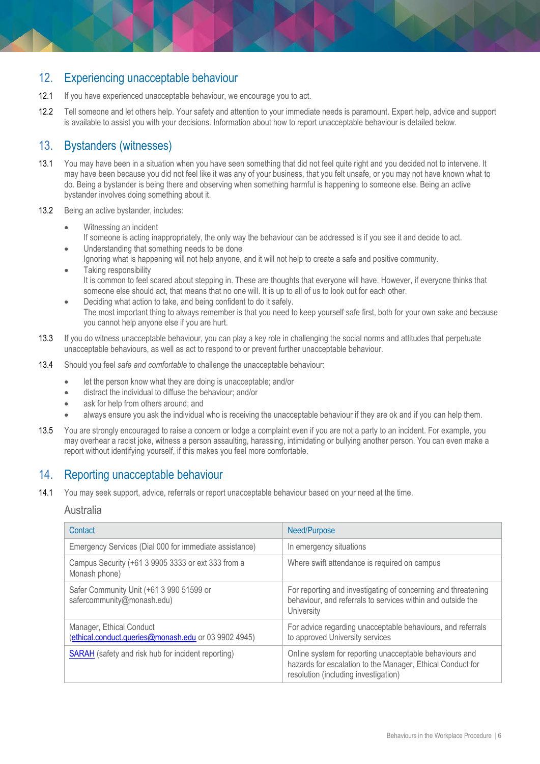## 12. Experiencing unacceptable behaviour

12.1 If you have experienced unacceptable behaviour, we encourage you to act.

12.2 Tell someone and let others help. Your safety and attention to your immediate needs is paramount. Expert help, advice and support is available to assist you with your decisions. Information about how to report unacceptable behaviour is detailed below.

## 13. Bystanders (witnesses)

13.1 You may have been in a situation when you have seen something that did not feel quite right and you decided not to intervene. It may have been because you did not feel like it was any of your business, that you felt unsafe, or you may not have known what to do. Being a bystander is being there and observing when something harmful is happening to someone else. Being an active bystander involves doing something about it.

13.2 Being an active bystander, includes:

- Witnessing an incident
  If someone is acting inappropriately, the only way the behaviour can be addressed is if you see it and decide to act.
- Understanding that something needs to be done
  Ignoring what is happening will not help anyone, and it will not help to create a safe and positive community.
- Taking responsibility
  It is common to feel scared about stepping in. These are thoughts that everyone will have. However, if everyone thinks that someone else should act, that means that no one will. It is up to all of us to look out for each other.
- Deciding what action to take, and being confident to do it safely.
  The most important thing to always remember is that you need to keep yourself safe first, both for your own sake and because you cannot help anyone else if you are hurt.

13.3 If you do witness unacceptable behaviour, you can play a key role in challenging the social norms and attitudes that perpetuate unacceptable behaviours, as well as act to respond to or prevent further unacceptable behaviour.

13.4 Should you feel *safe and comfortable* to challenge the unacceptable behaviour:

- let the person know what they are doing is unacceptable; and/or
- distract the individual to diffuse the behaviour; and/or
- ask for help from others around; and
- always ensure you ask the individual who is receiving the unacceptable behaviour if they are ok and if you can help them.

13.5 You are strongly encouraged to raise a concern or lodge a complaint even if you are not a party to an incident. For example, you may overhear a racist joke, witness a person assaulting, harassing, intimidating or bullying another person. You can even make a report without identifying yourself, if this makes you feel more comfortable.

## 14. Reporting unacceptable behaviour

14.1 You may seek support, advice, referrals or report unacceptable behaviour based on your need at the time.

### Australia

| Contact | Need/Purpose |
|---|---|
| Emergency Services (Dial 000 for immediate assistance) | In emergency situations |
| Campus Security (+61 3 9905 3333 or ext 333 from a Monash phone) | Where swift attendance is required on campus |
| Safer Community Unit (+61 3 990 51599 or safercommunity@monash.edu) | For reporting and investigating of concerning and threatening behaviour, and referrals to services within and outside the University |
| Manager, Ethical Conduct (ethical.conduct.queries@monash.edu or 03 9902 4945) | For advice regarding unacceptable behaviours, and referrals to approved University services |
| SARAH (safety and risk hub for incident reporting) | Online system for reporting unacceptable behaviours and hazards for escalation to the Manager, Ethical Conduct for resolution (including investigation) |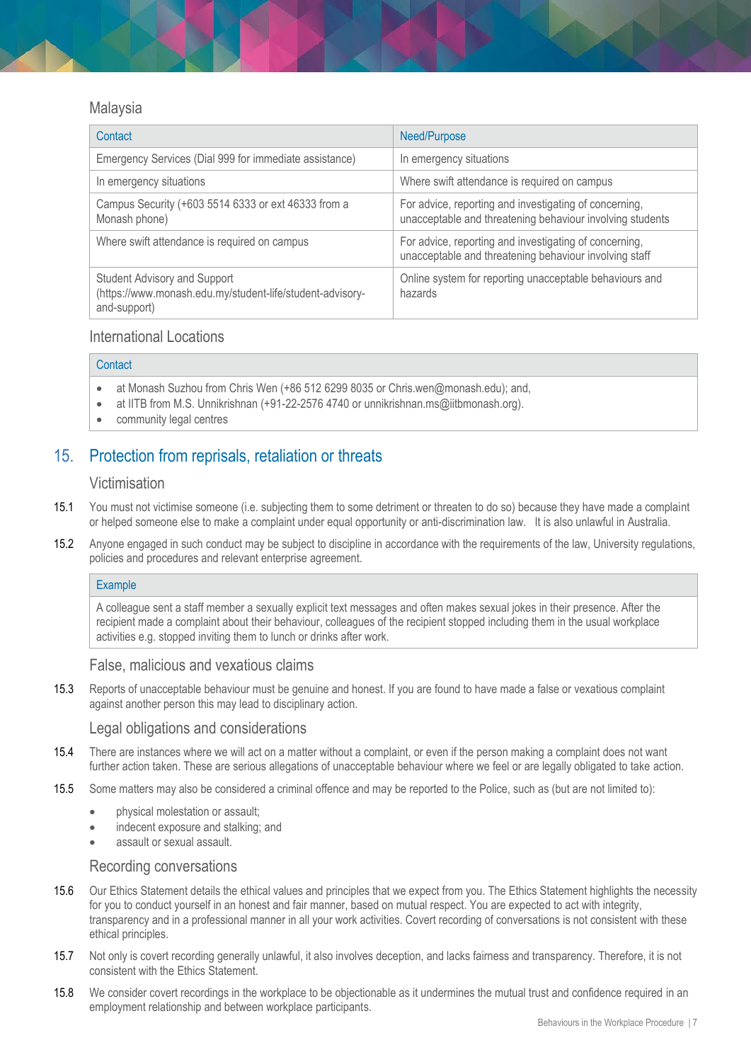### Malaysia

| Contact | Need/Purpose |
|---|---|
| Emergency Services (Dial 999 for immediate assistance) | In emergency situations |
| In emergency situations | Where swift attendance is required on campus |
| Campus Security (+603 5514 6333 or ext 46333 from a Monash phone) | For advice, reporting and investigating of concerning, unacceptable and threatening behaviour involving students |
| Where swift attendance is required on campus | For advice, reporting and investigating of concerning, unacceptable and threatening behaviour involving staff |
| Student Advisory and Support (https://www.monash.edu.my/student-life/student-advisory-and-support) | Online system for reporting unacceptable behaviours and hazards |

### International Locations

| Contact |
|---|
| • at Monash Suzhou from Chris Wen (+86 512 6299 8035 or Chris.wen@monash.edu); and,<br>• at IITB from M.S. Unnikrishnan (+91-22-2576 4740 or unnikrishnan.ms@iitbmonash.org).<br>• community legal centres |

## 15. Protection from reprisals, retaliation or threats

### Victimisation

15.1 You must not victimise someone (i.e. subjecting them to some detriment or threaten to do so) because they have made a complaint or helped someone else to make a complaint under equal opportunity or anti-discrimination law. It is also unlawful in Australia.

15.2 Anyone engaged in such conduct may be subject to discipline in accordance with the requirements of the law, University regulations, policies and procedures and relevant enterprise agreement.

| Example |
|---|
| A colleague sent a staff member a sexually explicit text messages and often makes sexual jokes in their presence. After the recipient made a complaint about their behaviour, colleagues of the recipient stopped including them in the usual workplace activities e.g. stopped inviting them to lunch or drinks after work. |

### False, malicious and vexatious claims

15.3 Reports of unacceptable behaviour must be genuine and honest. If you are found to have made a false or vexatious complaint against another person this may lead to disciplinary action.

### Legal obligations and considerations

15.4 There are instances where we will act on a matter without a complaint, or even if the person making a complaint does not want further action taken. These are serious allegations of unacceptable behaviour where we feel or are legally obligated to take action.

15.5 Some matters may also be considered a criminal offence and may be reported to the Police, such as (but are not limited to):

- physical molestation or assault;
- indecent exposure and stalking; and
- assault or sexual assault.

### Recording conversations

15.6 Our Ethics Statement details the ethical values and principles that we expect from you. The Ethics Statement highlights the necessity for you to conduct yourself in an honest and fair manner, based on mutual respect. You are expected to act with integrity, transparency and in a professional manner in all your work activities. Covert recording of conversations is not consistent with these ethical principles.

15.7 Not only is covert recording generally unlawful, it also involves deception, and lacks fairness and transparency. Therefore, it is not consistent with the Ethics Statement.

15.8 We consider covert recordings in the workplace to be objectionable as it undermines the mutual trust and confidence required in an employment relationship and between workplace participants.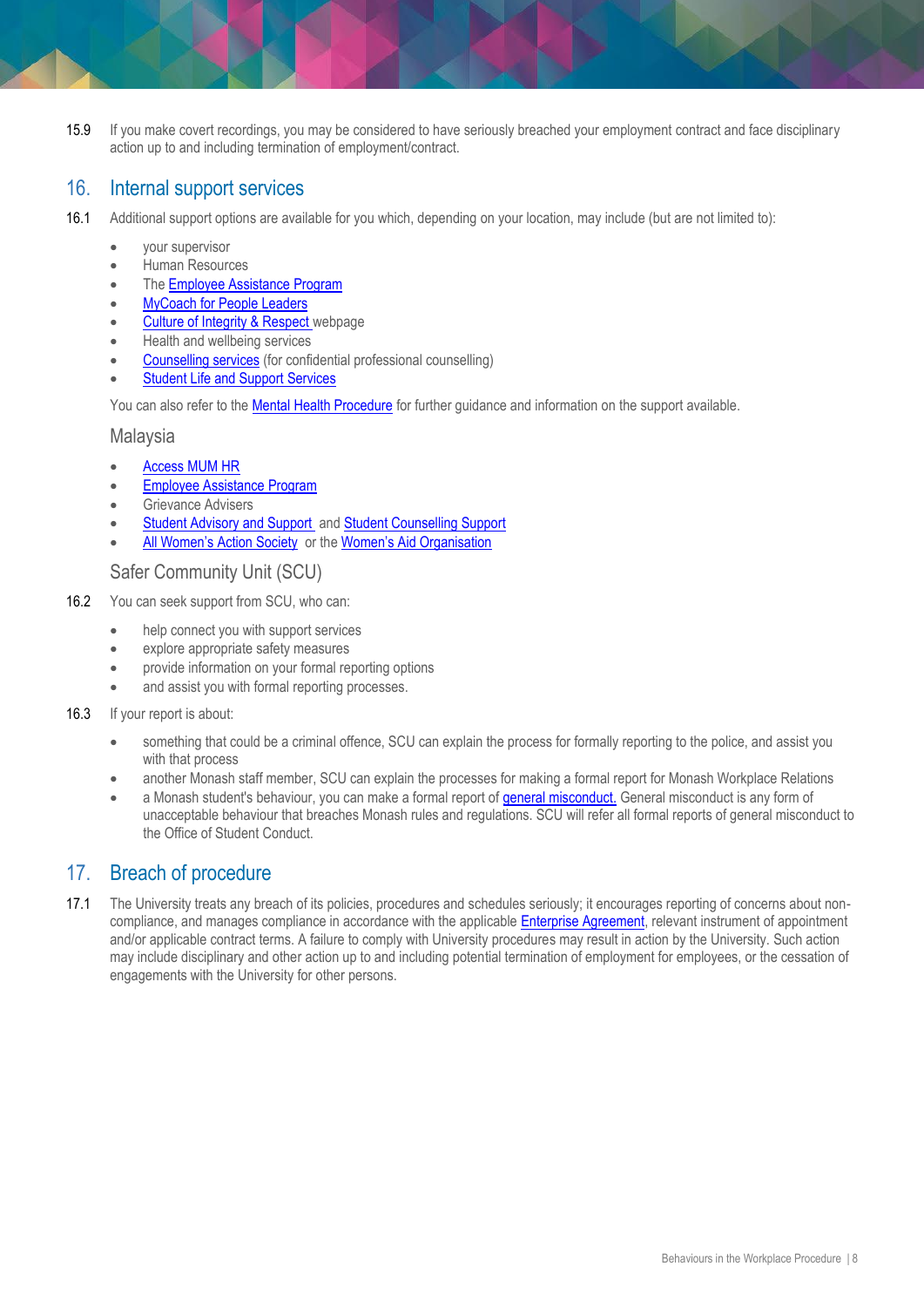15.9 If you make covert recordings, you may be considered to have seriously breached your employment contract and face disciplinary action up to and including termination of employment/contract.

## 16. Internal support services

16.1 Additional support options are available for you which, depending on your location, may include (but are not limited to):

- your supervisor
- Human Resources
- The Employee Assistance Program
- MyCoach for People Leaders
- Culture of Integrity & Respect webpage
- Health and wellbeing services
- Counselling services (for confidential professional counselling)
- Student Life and Support Services

You can also refer to the Mental Health Procedure for further guidance and information on the support available.

### Malaysia

- Access MUM HR
- Employee Assistance Program
- Grievance Advisers
- Student Advisory and Support and Student Counselling Support
- All Women's Action Society or the Women's Aid Organisation

### Safer Community Unit (SCU)

16.2 You can seek support from SCU, who can:

- help connect you with support services
- explore appropriate safety measures
- provide information on your formal reporting options
- and assist you with formal reporting processes.

16.3 If your report is about:

- something that could be a criminal offence, SCU can explain the process for formally reporting to the police, and assist you with that process
- another Monash staff member, SCU can explain the processes for making a formal report for Monash Workplace Relations
- a Monash student's behaviour, you can make a formal report of general misconduct. General misconduct is any form of unacceptable behaviour that breaches Monash rules and regulations. SCU will refer all formal reports of general misconduct to the Office of Student Conduct.

## 17. Breach of procedure

17.1 The University treats any breach of its policies, procedures and schedules seriously; it encourages reporting of concerns about non-compliance, and manages compliance in accordance with the applicable Enterprise Agreement, relevant instrument of appointment and/or applicable contract terms. A failure to comply with University procedures may result in action by the University. Such action may include disciplinary and other action up to and including potential termination of employment for employees, or the cessation of engagements with the University for other persons.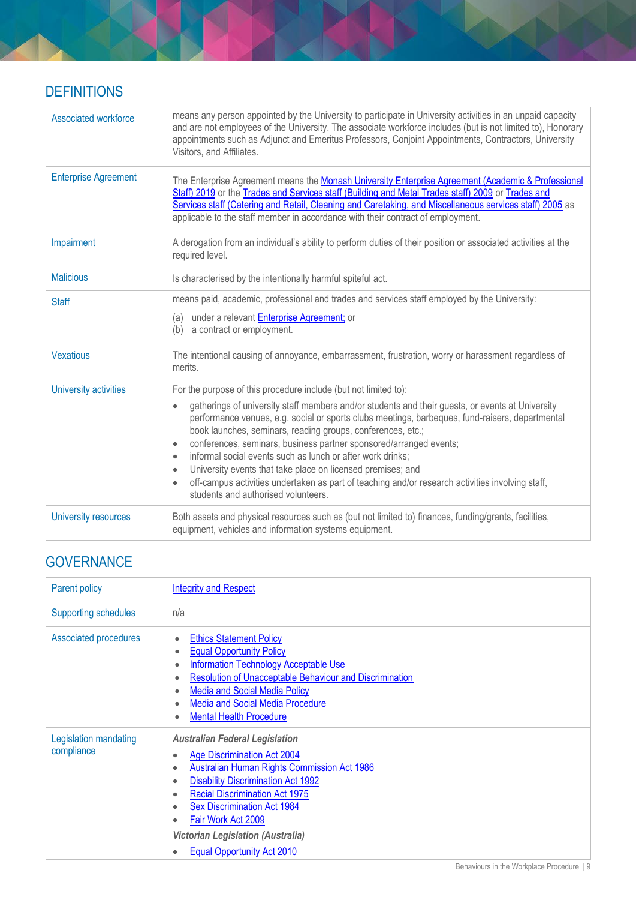## DEFINITIONS

| | |
|---|---|
| Associated workforce | means any person appointed by the University to participate in University activities in an unpaid capacity and are not employees of the University. The associate workforce includes (but is not limited to), Honorary appointments such as Adjunct and Emeritus Professors, Conjoint Appointments, Contractors, University Visitors, and Affiliates. |
| Enterprise Agreement | The Enterprise Agreement means the Monash University Enterprise Agreement (Academic & Professional Staff) 2019 or the Trades and Services staff (Building and Metal Trades staff) 2009 or Trades and Services staff (Catering and Retail, Cleaning and Caretaking, and Miscellaneous services staff) 2005 as applicable to the staff member in accordance with their contract of employment. |
| Impairment | A derogation from an individual's ability to perform duties of their position or associated activities at the required level. |
| Malicious | Is characterised by the intentionally harmful spiteful act. |
| Staff | means paid, academic, professional and trades and services staff employed by the University:<br>(a) under a relevant Enterprise Agreement; or<br>(b) a contract or employment. |
| Vexatious | The intentional causing of annoyance, embarrassment, frustration, worry or harassment regardless of merits. |
| University activities | For the purpose of this procedure include (but not limited to):<br>• gatherings of university staff members and/or students and their guests, or events at University performance venues, e.g. social or sports clubs meetings, barbeques, fund-raisers, departmental book launches, seminars, reading groups, conferences, etc.;<br>• conferences, seminars, business partner sponsored/arranged events;<br>• informal social events such as lunch or after work drinks;<br>• University events that take place on licensed premises; and<br>• off-campus activities undertaken as part of teaching and/or research activities involving staff, students and authorised volunteers. |
| University resources | Both assets and physical resources such as (but not limited to) finances, funding/grants, facilities, equipment, vehicles and information systems equipment. |

## GOVERNANCE

| | |
|---|---|
| Parent policy | Integrity and Respect |
| Supporting schedules | n/a |
| Associated procedures | • Ethics Statement Policy<br>• Equal Opportunity Policy<br>• Information Technology Acceptable Use<br>• Resolution of Unacceptable Behaviour and Discrimination<br>• Media and Social Media Policy<br>• Media and Social Media Procedure<br>• Mental Health Procedure |
| Legislation mandating compliance | ***Australian Federal Legislation***<br>• Age Discrimination Act 2004<br>• Australian Human Rights Commission Act 1986<br>• Disability Discrimination Act 1992<br>• Racial Discrimination Act 1975<br>• Sex Discrimination Act 1984<br>• Fair Work Act 2009<br>***Victorian Legislation (Australia)***<br>• Equal Opportunity Act 2010 |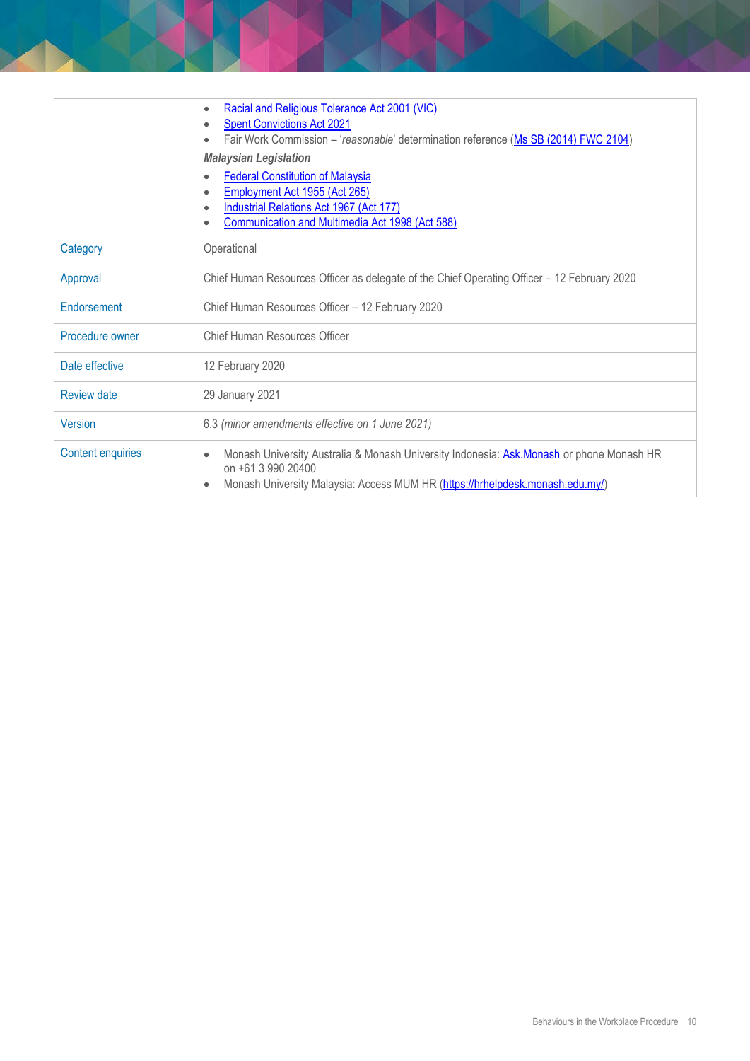| | |
|---|---|
| | • Racial and Religious Tolerance Act 2001 (VIC)<br>• Spent Convictions Act 2021<br>• Fair Work Commission – '*reasonable*' determination reference (Ms SB (2014) FWC 2104)<br>***Malaysian Legislation***<br>• Federal Constitution of Malaysia<br>• Employment Act 1955 (Act 265)<br>• Industrial Relations Act 1967 (Act 177)<br>• Communication and Multimedia Act 1998 (Act 588) |
| Category | Operational |
| Approval | Chief Human Resources Officer as delegate of the Chief Operating Officer – 12 February 2020 |
| Endorsement | Chief Human Resources Officer – 12 February 2020 |
| Procedure owner | Chief Human Resources Officer |
| Date effective | 12 February 2020 |
| Review date | 29 January 2021 |
| Version | 6.3 *(minor amendments effective on 1 June 2021)* |
| Content enquiries | • Monash University Australia & Monash University Indonesia: Ask.Monash or phone Monash HR on +61 3 990 20400<br>• Monash University Malaysia: Access MUM HR (https://hrhelpdesk.monash.edu.my/) |